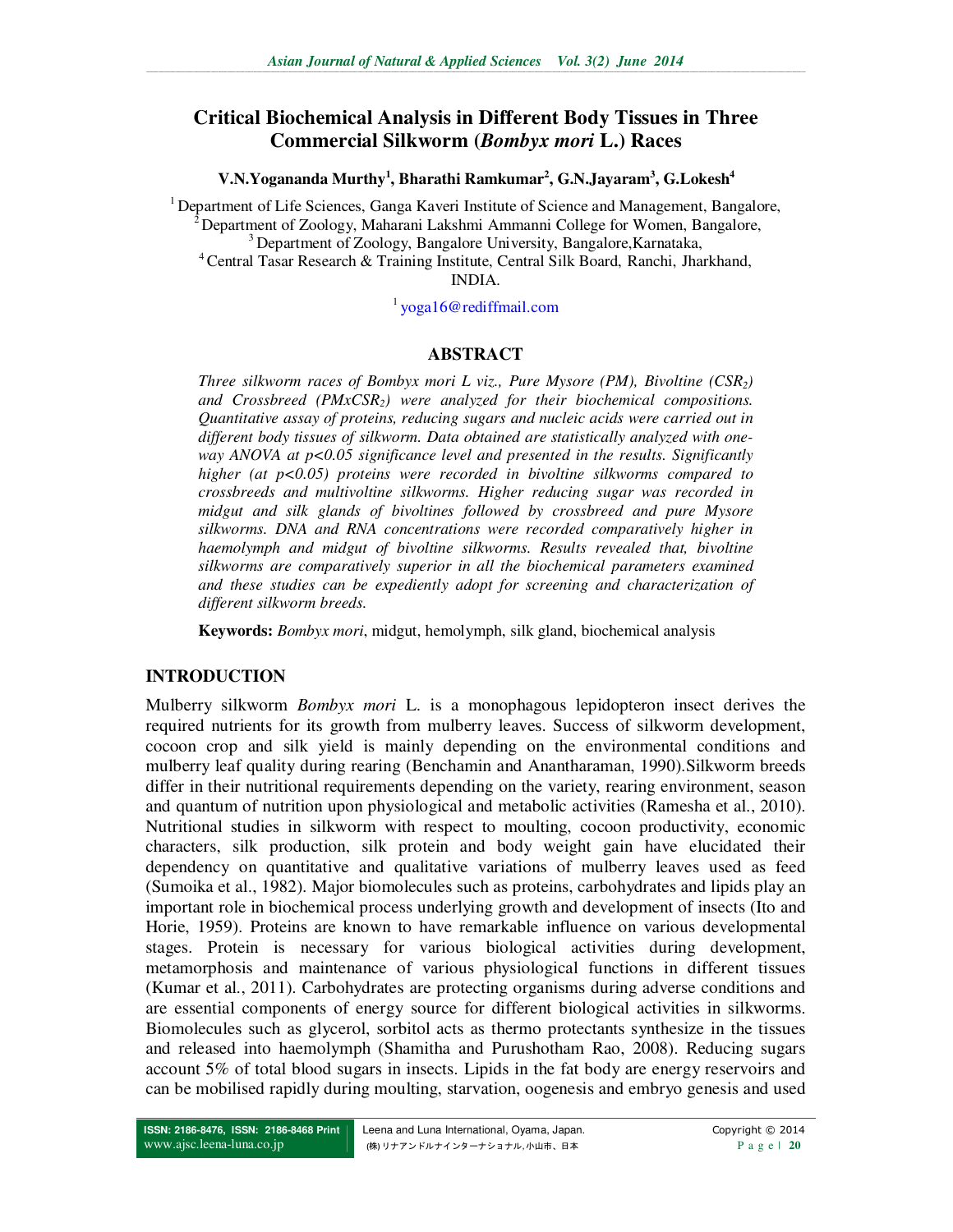# Critical Biochemical Analysis in Different Body Tissues in Three Commercial Silkworm (*Bombyx mori* L.) Races

**V.N.Yogananda Murthy[1], Bharathi Ramkumar[2], G.N.Jayaram[3], G.Lokesh[4]**

[1] Department of Life Sciences, Ganga Kaveri Institute of Science and Management, Bangalore,
[2] Department of Zoology, Maharani Lakshmi Ammanni College for Women, Bangalore,
[3] Department of Zoology, Bangalore University, Bangalore,Karnataka,
[4] Central Tasar Research & Training Institute, Central Silk Board, Ranchi, Jharkhand,
INDIA.

[1] yoga16@rediffmail.com

## ABSTRACT

*Three silkworm races of Bombyx mori L viz., Pure Mysore (PM), Bivoltine ($CSR_2$) and Crossbreed ($PMxCSR_2$) were analyzed for their biochemical compositions. Quantitative assay of proteins, reducing sugars and nucleic acids were carried out in different body tissues of silkworm. Data obtained are statistically analyzed with one-way ANOVA at $p<0.05$ significance level and presented in the results. Significantly higher (at $p<0.05$) proteins were recorded in bivoltine silkworms compared to crossbreeds and multivoltine silkworms. Higher reducing sugar was recorded in midgut and silk glands of bivoltines followed by crossbreed and pure Mysore silkworms. DNA and RNA concentrations were recorded comparatively higher in haemolymph and midgut of bivoltine silkworms. Results revealed that, bivoltine silkworms are comparatively superior in all the biochemical parameters examined and these studies can be expediently adopt for screening and characterization of different silkworm breeds.*

**Keywords:** *Bombyx mori*, midgut, hemolymph, silk gland, biochemical analysis

## INTRODUCTION

Mulberry silkworm *Bombyx mori* L. is a monophagous lepidopteron insect derives the required nutrients for its growth from mulberry leaves. Success of silkworm development, cocoon crop and silk yield is mainly depending on the environmental conditions and mulberry leaf quality during rearing (Benchamin and Anantharaman, 1990).Silkworm breeds differ in their nutritional requirements depending on the variety, rearing environment, season and quantum of nutrition upon physiological and metabolic activities (Ramesha et al., 2010). Nutritional studies in silkworm with respect to moulting, cocoon productivity, economic characters, silk production, silk protein and body weight gain have elucidated their dependency on quantitative and qualitative variations of mulberry leaves used as feed (Sumoika et al., 1982). Major biomolecules such as proteins, carbohydrates and lipids play an important role in biochemical process underlying growth and development of insects (Ito and Horie, 1959). Proteins are known to have remarkable influence on various developmental stages. Protein is necessary for various biological activities during development, metamorphosis and maintenance of various physiological functions in different tissues (Kumar et al., 2011). Carbohydrates are protecting organisms during adverse conditions and are essential components of energy source for different biological activities in silkworms. Biomolecules such as glycerol, sorbitol acts as thermo protectants synthesize in the tissues and released into haemolymph (Shamitha and Purushotham Rao, 2008). Reducing sugars account 5% of total blood sugars in insects. Lipids in the fat body are energy reservoirs and can be mobilised rapidly during moulting, starvation, oogenesis and embryo genesis and used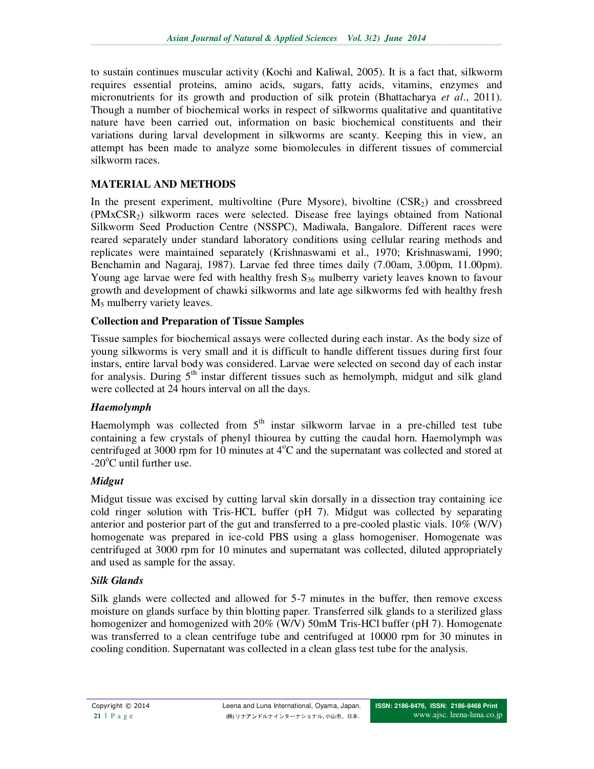to sustain continues muscular activity (Kochi and Kaliwal, 2005). It is a fact that, silkworm requires essential proteins, amino acids, sugars, fatty acids, vitamins, enzymes and micronutrients for its growth and production of silk protein (Bhattacharya *et al*., 2011). Though a number of biochemical works in respect of silkworms qualitative and quantitative nature have been carried out, information on basic biochemical constituents and their variations during larval development in silkworms are scanty. Keeping this in view, an attempt has been made to analyze some biomolecules in different tissues of commercial silkworm races.

## MATERIAL AND METHODS

In the present experiment, multivoltine (Pure Mysore), bivoltine ($CSR_2$) and crossbreed ($PMxCSR_2$) silkworm races were selected. Disease free layings obtained from National Silkworm Seed Production Centre (NSSPC), Madiwala, Bangalore. Different races were reared separately under standard laboratory conditions using cellular rearing methods and replicates were maintained separately (Krishnaswami et al., 1970; Krishnaswami, 1990; Benchamin and Nagaraj, 1987). Larvae fed three times daily (7.00am, 3.00pm, 11.00pm). Young age larvae were fed with healthy fresh $S_{36}$ mulberry variety leaves known to favour growth and development of chawki silkworms and late age silkworms fed with healthy fresh $M_5$ mulberry variety leaves.

### Collection and Preparation of Tissue Samples

Tissue samples for biochemical assays were collected during each instar. As the body size of young silkworms is very small and it is difficult to handle different tissues during first four instars, entire larval body was considered. Larvae were selected on second day of each instar for analysis. During 5$^{th}$ instar different tissues such as hemolymph, midgut and silk gland were collected at 24 hours interval on all the days.

### *Haemolymph*

Haemolymph was collected from 5$^{th}$ instar silkworm larvae in a pre-chilled test tube containing a few crystals of phenyl thiourea by cutting the caudal horn. Haemolymph was centrifuged at 3000 rpm for 10 minutes at 4$^{o}$C and the supernatant was collected and stored at -20$^{o}$C until further use.

### *Midgut*

Midgut tissue was excised by cutting larval skin dorsally in a dissection tray containing ice cold ringer solution with Tris-HCL buffer (pH 7). Midgut was collected by separating anterior and posterior part of the gut and transferred to a pre-cooled plastic vials. 10% (W/V) homogenate was prepared in ice-cold PBS using a glass homogeniser. Homogenate was centrifuged at 3000 rpm for 10 minutes and supernatant was collected, diluted appropriately and used as sample for the assay.

### *Silk Glands*

Silk glands were collected and allowed for 5-7 minutes in the buffer, then remove excess moisture on glands surface by thin blotting paper. Transferred silk glands to a sterilized glass homogenizer and homogenized with 20% (W/V) 50mM Tris-HCl buffer (pH 7). Homogenate was transferred to a clean centrifuge tube and centrifuged at 10000 rpm for 30 minutes in cooling condition. Supernatant was collected in a clean glass test tube for the analysis.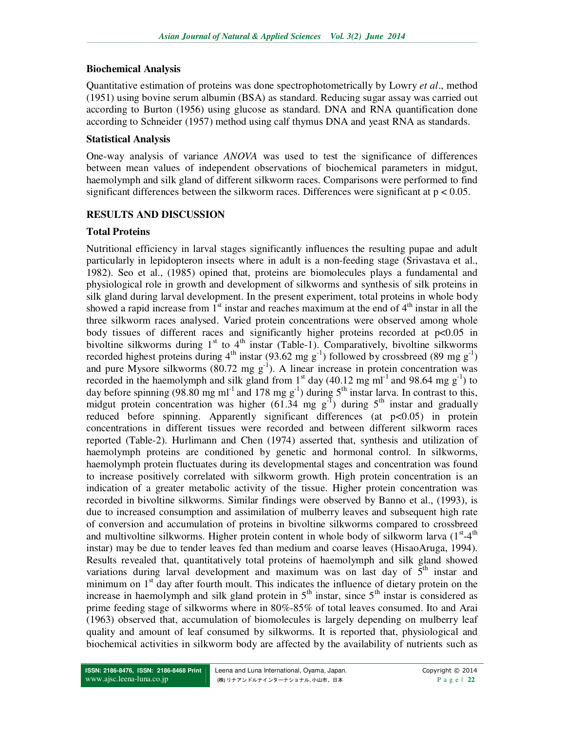### Biochemical Analysis

Quantitative estimation of proteins was done spectrophotometrically by Lowry *et al*., method (1951) using bovine serum albumin (BSA) as standard. Reducing sugar assay was carried out according to Burton (1956) using glucose as standard. DNA and RNA quantification done according to Schneider (1957) method using calf thymus DNA and yeast RNA as standards.

### Statistical Analysis

One-way analysis of variance *ANOVA* was used to test the significance of differences between mean values of independent observations of biochemical parameters in midgut, haemolymph and silk gland of different silkworm races. Comparisons were performed to find significant differences between the silkworm races. Differences were significant at $p < 0.05$.

## RESULTS AND DISCUSSION

### Total Proteins

Nutritional efficiency in larval stages significantly influences the resulting pupae and adult particularly in lepidopteron insects where in adult is a non-feeding stage (Srivastava et al., 1982). Seo et al., (1985) opined that, proteins are biomolecules plays a fundamental and physiological role in growth and development of silkworms and synthesis of silk proteins in silk gland during larval development. In the present experiment, total proteins in whole body showed a rapid increase from 1$^{st}$ instar and reaches maximum at the end of 4$^{th}$ instar in all the three silkworm races analysed. Varied protein concentrations were observed among whole body tissues of different races and significantly higher proteins recorded at $p<0.05$ in bivoltine silkworms during 1$^{st}$ to 4$^{th}$ instar (Table-1). Comparatively, bivoltine silkworms recorded highest proteins during 4$^{th}$ instar (93.62 mg g$^{-1}$) followed by crossbreed (89 mg g$^{-1}$) and pure Mysore silkworms (80.72 mg g$^{-1}$). A linear increase in protein concentration was recorded in the haemolymph and silk gland from 1$^{st}$ day (40.12 mg ml$^{-1}$ and 98.64 mg g$^{-1}$) to day before spinning (98.80 mg ml$^{-1}$ and 178 mg g$^{-1}$) during 5$^{th}$ instar larva. In contrast to this, midgut protein concentration was higher (61.34 mg g$^{-1}$) during 5$^{th}$ instar and gradually reduced before spinning. Apparently significant differences (at $p<0.05$) in protein concentrations in different tissues were recorded and between different silkworm races reported (Table-2). Hurlimann and Chen (1974) asserted that, synthesis and utilization of haemolymph proteins are conditioned by genetic and hormonal control. In silkworms, haemolymph protein fluctuates during its developmental stages and concentration was found to increase positively correlated with silkworm growth. High protein concentration is an indication of a greater metabolic activity of the tissue. Higher protein concentration was recorded in bivoltine silkworms. Similar findings were observed by Banno et al., (1993), is due to increased consumption and assimilation of mulberry leaves and subsequent high rate of conversion and accumulation of proteins in bivoltine silkworms compared to crossbreed and multivoltine silkworms. Higher protein content in whole body of silkworm larva (1$^{st}$-4$^{th}$ instar) may be due to tender leaves fed than medium and coarse leaves (HisaoAruga, 1994). Results revealed that, quantitatively total proteins of haemolymph and silk gland showed variations during larval development and maximum was on last day of 5$^{th}$ instar and minimum on 1$^{st}$ day after fourth moult. This indicates the influence of dietary protein on the increase in haemolymph and silk gland protein in 5$^{th}$ instar, since 5$^{th}$ instar is considered as prime feeding stage of silkworms where in 80%-85% of total leaves consumed. Ito and Arai (1963) observed that, accumulation of biomolecules is largely depending on mulberry leaf quality and amount of leaf consumed by silkworms. It is reported that, physiological and biochemical activities in silkworm body are affected by the availability of nutrients such as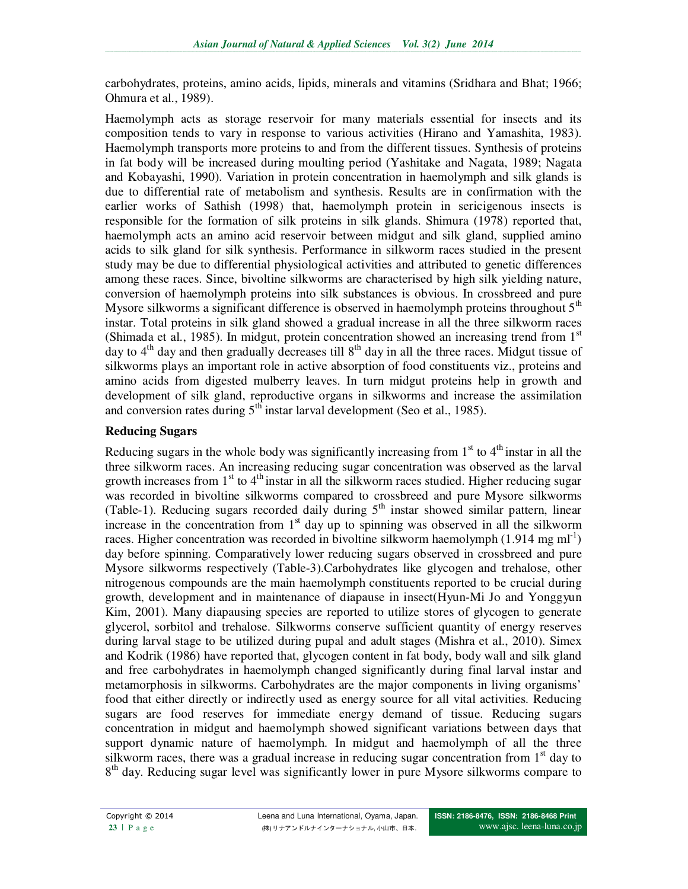carbohydrates, proteins, amino acids, lipids, minerals and vitamins (Sridhara and Bhat; 1966; Ohmura et al., 1989).

Haemolymph acts as storage reservoir for many materials essential for insects and its composition tends to vary in response to various activities (Hirano and Yamashita, 1983). Haemolymph transports more proteins to and from the different tissues. Synthesis of proteins in fat body will be increased during moulting period (Yashitake and Nagata, 1989; Nagata and Kobayashi, 1990). Variation in protein concentration in haemolymph and silk glands is due to differential rate of metabolism and synthesis. Results are in confirmation with the earlier works of Sathish (1998) that, haemolymph protein in sericigenous insects is responsible for the formation of silk proteins in silk glands. Shimura (1978) reported that, haemolymph acts an amino acid reservoir between midgut and silk gland, supplied amino acids to silk gland for silk synthesis. Performance in silkworm races studied in the present study may be due to differential physiological activities and attributed to genetic differences among these races. Since, bivoltine silkworms are characterised by high silk yielding nature, conversion of haemolymph proteins into silk substances is obvious. In crossbreed and pure Mysore silkworms a significant difference is observed in haemolymph proteins throughout 5$^{th}$ instar. Total proteins in silk gland showed a gradual increase in all the three silkworm races (Shimada et al., 1985). In midgut, protein concentration showed an increasing trend from 1$^{st}$ day to 4$^{th}$ day and then gradually decreases till 8$^{th}$ day in all the three races. Midgut tissue of silkworms plays an important role in active absorption of food constituents viz., proteins and amino acids from digested mulberry leaves. In turn midgut proteins help in growth and development of silk gland, reproductive organs in silkworms and increase the assimilation and conversion rates during 5$^{th}$ instar larval development (Seo et al., 1985).

### Reducing Sugars

Reducing sugars in the whole body was significantly increasing from 1$^{st}$ to 4$^{th}$ instar in all the three silkworm races. An increasing reducing sugar concentration was observed as the larval growth increases from 1$^{st}$ to 4$^{th}$ instar in all the silkworm races studied. Higher reducing sugar was recorded in bivoltine silkworms compared to crossbreed and pure Mysore silkworms (Table-1). Reducing sugars recorded daily during 5$^{th}$ instar showed similar pattern, linear increase in the concentration from 1$^{st}$ day up to spinning was observed in all the silkworm races. Higher concentration was recorded in bivoltine silkworm haemolymph (1.914 mg ml$^{-1}$) day before spinning. Comparatively lower reducing sugars observed in crossbreed and pure Mysore silkworms respectively (Table-3).Carbohydrates like glycogen and trehalose, other nitrogenous compounds are the main haemolymph constituents reported to be crucial during growth, development and in maintenance of diapause in insect(Hyun-Mi Jo and Yonggyun Kim, 2001). Many diapausing species are reported to utilize stores of glycogen to generate glycerol, sorbitol and trehalose. Silkworms conserve sufficient quantity of energy reserves during larval stage to be utilized during pupal and adult stages (Mishra et al., 2010). Simex and Kodrik (1986) have reported that, glycogen content in fat body, body wall and silk gland and free carbohydrates in haemolymph changed significantly during final larval instar and metamorphosis in silkworms. Carbohydrates are the major components in living organisms' food that either directly or indirectly used as energy source for all vital activities. Reducing sugars are food reserves for immediate energy demand of tissue. Reducing sugars concentration in midgut and haemolymph showed significant variations between days that support dynamic nature of haemolymph. In midgut and haemolymph of all the three silkworm races, there was a gradual increase in reducing sugar concentration from 1$^{st}$ day to 8$^{th}$ day. Reducing sugar level was significantly lower in pure Mysore silkworms compare to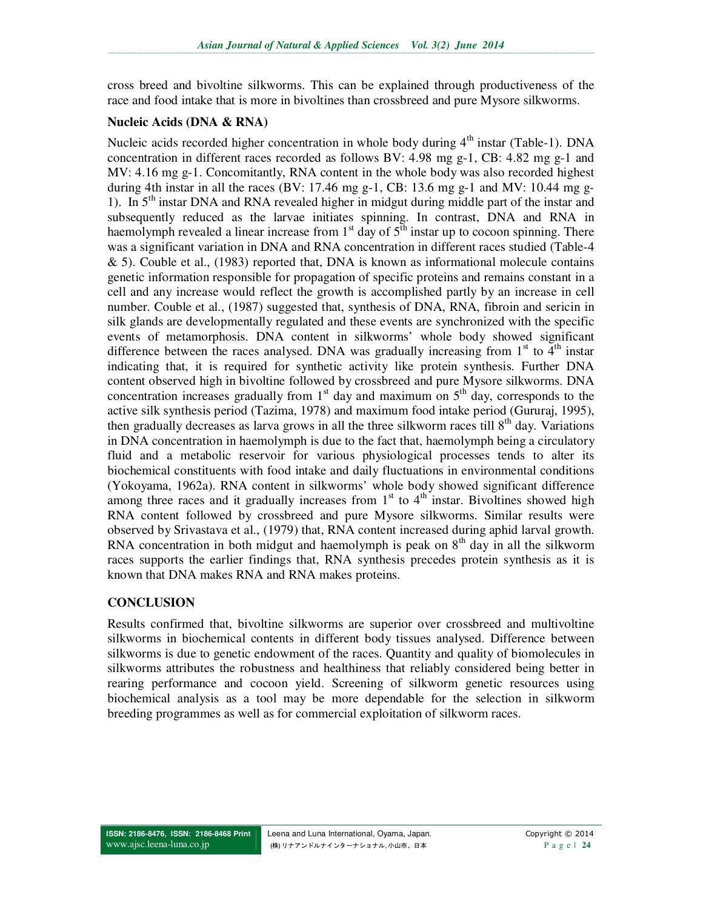cross breed and bivoltine silkworms. This can be explained through productiveness of the race and food intake that is more in bivoltines than crossbreed and pure Mysore silkworms.

### Nucleic Acids (DNA & RNA)

Nucleic acids recorded higher concentration in whole body during 4$^{th}$ instar (Table-1). DNA concentration in different races recorded as follows BV: 4.98 mg g-1, CB: 4.82 mg g-1 and MV: 4.16 mg g-1. Concomitantly, RNA content in the whole body was also recorded highest during 4th instar in all the races (BV: 17.46 mg g-1, CB: 13.6 mg g-1 and MV: 10.44 mg g-1). In 5$^{th}$ instar DNA and RNA revealed higher in midgut during middle part of the instar and subsequently reduced as the larvae initiates spinning. In contrast, DNA and RNA in haemolymph revealed a linear increase from 1$^{st}$ day of 5$^{th}$ instar up to cocoon spinning. There was a significant variation in DNA and RNA concentration in different races studied (Table-4 & 5). Couble et al., (1983) reported that, DNA is known as informational molecule contains genetic information responsible for propagation of specific proteins and remains constant in a cell and any increase would reflect the growth is accomplished partly by an increase in cell number. Couble et al., (1987) suggested that, synthesis of DNA, RNA, fibroin and sericin in silk glands are developmentally regulated and these events are synchronized with the specific events of metamorphosis. DNA content in silkworms' whole body showed significant difference between the races analysed. DNA was gradually increasing from 1$^{st}$ to 4$^{th}$ instar indicating that, it is required for synthetic activity like protein synthesis. Further DNA content observed high in bivoltine followed by crossbreed and pure Mysore silkworms. DNA concentration increases gradually from 1$^{st}$ day and maximum on 5$^{th}$ day, corresponds to the active silk synthesis period (Tazima, 1978) and maximum food intake period (Gururaj, 1995), then gradually decreases as larva grows in all the three silkworm races till 8$^{th}$ day. Variations in DNA concentration in haemolymph is due to the fact that, haemolymph being a circulatory fluid and a metabolic reservoir for various physiological processes tends to alter its biochemical constituents with food intake and daily fluctuations in environmental conditions (Yokoyama, 1962a). RNA content in silkworms' whole body showed significant difference among three races and it gradually increases from 1$^{st}$ to 4$^{th}$ instar. Bivoltines showed high RNA content followed by crossbreed and pure Mysore silkworms. Similar results were observed by Srivastava et al., (1979) that, RNA content increased during aphid larval growth. RNA concentration in both midgut and haemolymph is peak on 8$^{th}$ day in all the silkworm races supports the earlier findings that, RNA synthesis precedes protein synthesis as it is known that DNA makes RNA and RNA makes proteins.

## CONCLUSION

Results confirmed that, bivoltine silkworms are superior over crossbreed and multivoltine silkworms in biochemical contents in different body tissues analysed. Difference between silkworms is due to genetic endowment of the races. Quantity and quality of biomolecules in silkworms attributes the robustness and healthiness that reliably considered being better in rearing performance and cocoon yield. Screening of silkworm genetic resources using biochemical analysis as a tool may be more dependable for the selection in silkworm breeding programmes as well as for commercial exploitation of silkworm races.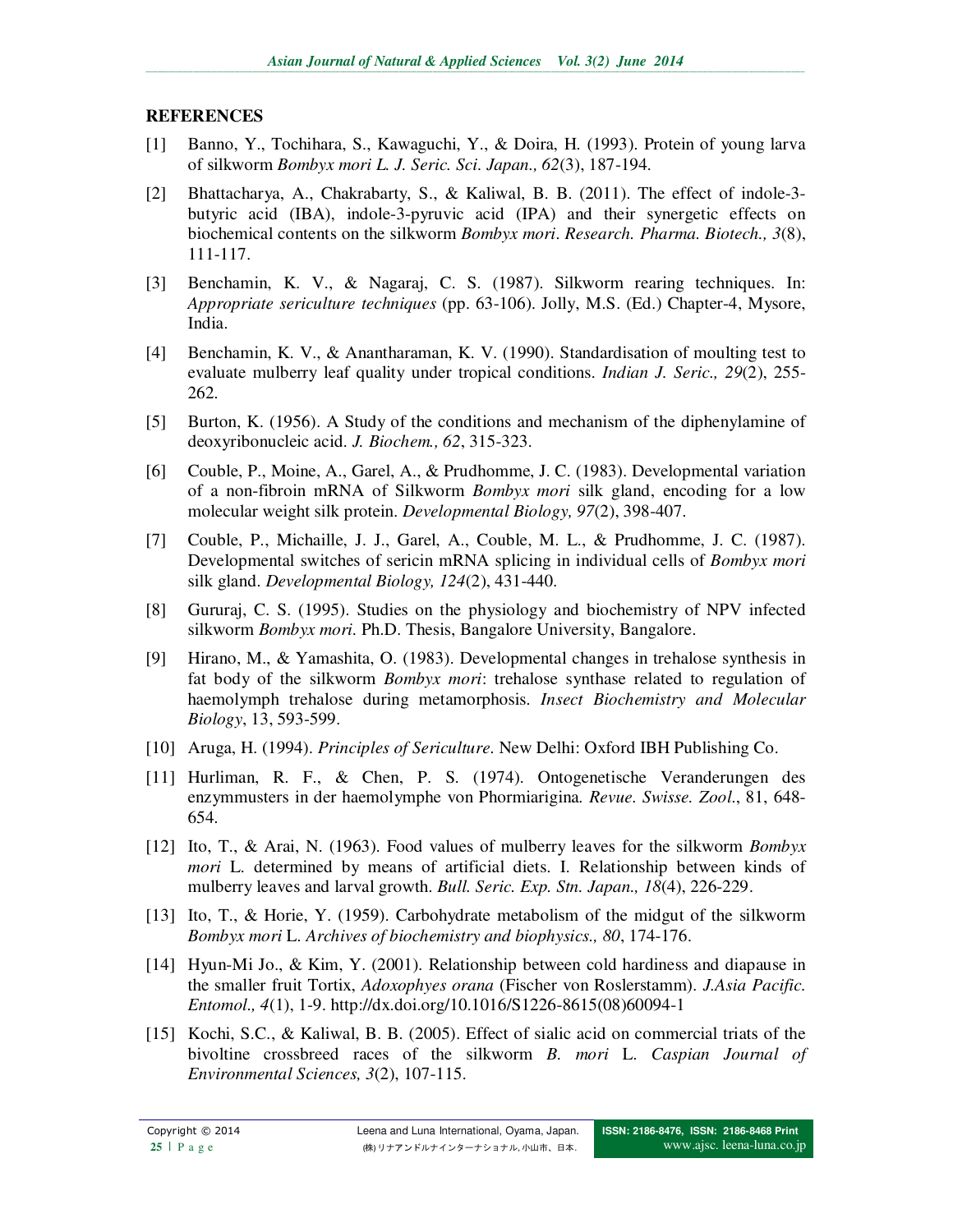## REFERENCES

[1] Banno, Y., Tochihara, S., Kawaguchi, Y., & Doira, H. (1993). Protein of young larva of silkworm *Bombyx mori L. J. Seric. Sci. Japan., 62*(3), 187-194.

[2] Bhattacharya, A., Chakrabarty, S., & Kaliwal, B. B. (2011). The effect of indole-3-butyric acid (IBA), indole-3-pyruvic acid (IPA) and their synergetic effects on biochemical contents on the silkworm *Bombyx mori*. *Research. Pharma. Biotech., 3*(8), 111-117.

[3] Benchamin, K. V., & Nagaraj, C. S. (1987). Silkworm rearing techniques. In: *Appropriate sericulture techniques* (pp. 63-106). Jolly, M.S. (Ed.) Chapter-4, Mysore, India.

[4] Benchamin, K. V., & Anantharaman, K. V. (1990). Standardisation of moulting test to evaluate mulberry leaf quality under tropical conditions. *Indian J. Seric., 29*(2), 255-262.

[5] Burton, K. (1956). A Study of the conditions and mechanism of the diphenylamine of deoxyribonucleic acid. *J. Biochem., 62*, 315-323.

[6] Couble, P., Moine, A., Garel, A., & Prudhomme, J. C. (1983). Developmental variation of a non-fibroin mRNA of Silkworm *Bombyx mori* silk gland, encoding for a low molecular weight silk protein. *Developmental Biology, 97*(2), 398-407.

[7] Couble, P., Michaille, J. J., Garel, A., Couble, M. L., & Prudhomme, J. C. (1987). Developmental switches of sericin mRNA splicing in individual cells of *Bombyx mori* silk gland. *Developmental Biology, 124*(2), 431-440.

[8] Gururaj, C. S. (1995). Studies on the physiology and biochemistry of NPV infected silkworm *Bombyx mori*. Ph.D. Thesis, Bangalore University, Bangalore.

[9] Hirano, M., & Yamashita, O. (1983). Developmental changes in trehalose synthesis in fat body of the silkworm *Bombyx mori*: trehalose synthase related to regulation of haemolymph trehalose during metamorphosis. *Insect Biochemistry and Molecular Biology*, 13, 593-599.

[10] Aruga, H. (1994). *Principles of Sericulture*. New Delhi: Oxford IBH Publishing Co.

[11] Hurliman, R. F., & Chen, P. S. (1974). Ontogenetische Veranderungen des enzymmusters in der haemolymphe von Phormiarigina. *Revue. Swisse. Zool*., 81, 648-654.

[12] Ito, T., & Arai, N. (1963). Food values of mulberry leaves for the silkworm *Bombyx mori* L. determined by means of artificial diets. I. Relationship between kinds of mulberry leaves and larval growth. *Bull. Seric. Exp. Stn. Japan., 18*(4), 226-229.

[13] Ito, T., & Horie, Y. (1959). Carbohydrate metabolism of the midgut of the silkworm *Bombyx mori* L. *Archives of biochemistry and biophysics., 80*, 174-176.

[14] Hyun-Mi Jo., & Kim, Y. (2001). Relationship between cold hardiness and diapause in the smaller fruit Tortix, *Adoxophyes orana* (Fischer von Roslerstamm). *J.Asia Pacific. Entomol., 4*(1), 1-9. http://dx.doi.org/10.1016/S1226-8615(08)60094-1

[15] Kochi, S.C., & Kaliwal, B. B. (2005). Effect of sialic acid on commercial triats of the bivoltine crossbreed races of the silkworm *B. mori* L. *Caspian Journal of Environmental Sciences, 3*(2), 107-115.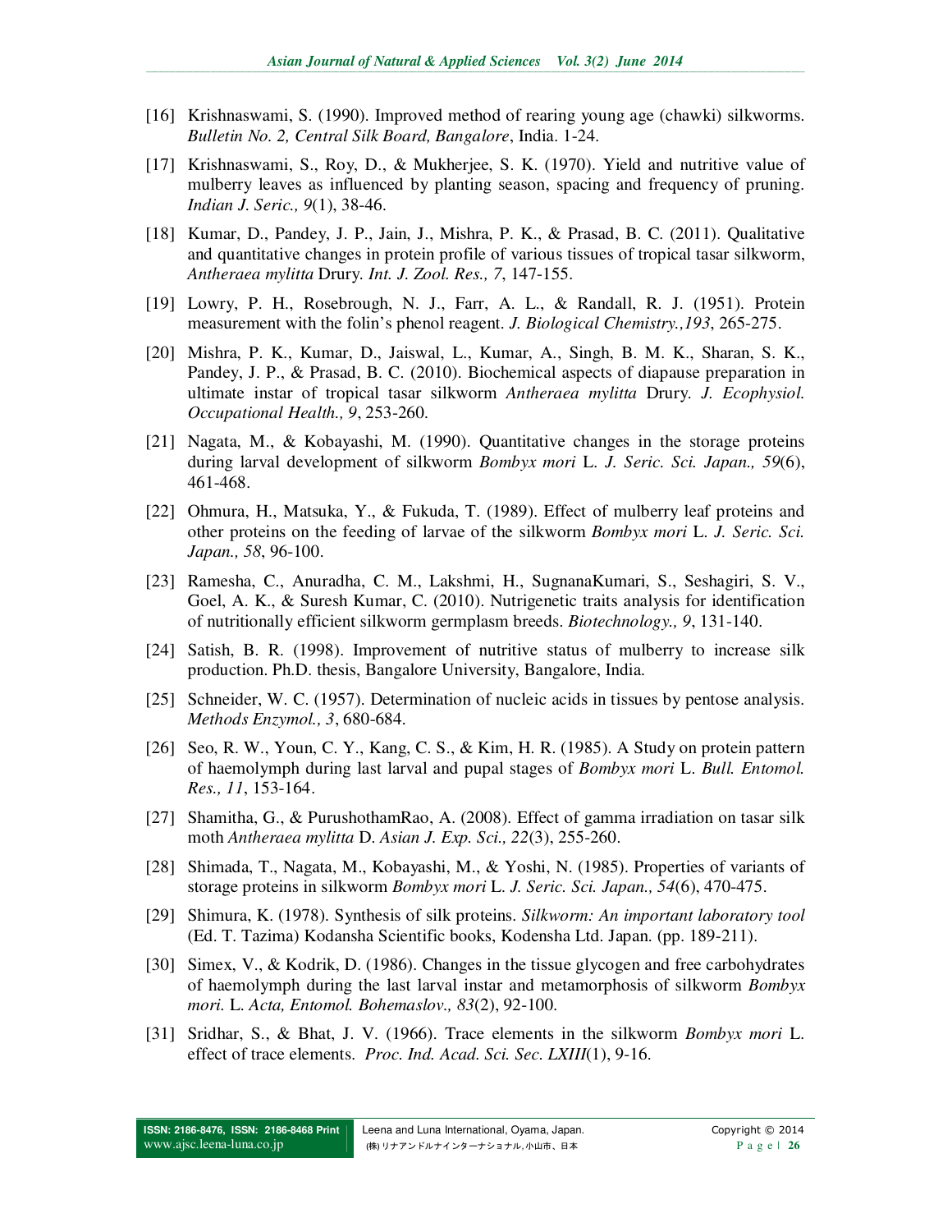[16] Krishnaswami, S. (1990). Improved method of rearing young age (chawki) silkworms. *Bulletin No. 2, Central Silk Board, Bangalore*, India. 1-24.

[17] Krishnaswami, S., Roy, D., & Mukherjee, S. K. (1970). Yield and nutritive value of mulberry leaves as influenced by planting season, spacing and frequency of pruning. *Indian J. Seric., 9*(1), 38-46.

[18] Kumar, D., Pandey, J. P., Jain, J., Mishra, P. K., & Prasad, B. C. (2011). Qualitative and quantitative changes in protein profile of various tissues of tropical tasar silkworm, *Antheraea mylitta* Drury. *Int. J. Zool. Res., 7*, 147-155.

[19] Lowry, P. H., Rosebrough, N. J., Farr, A. L., & Randall, R. J. (1951). Protein measurement with the folin's phenol reagent. *J. Biological Chemistry.,193*, 265-275.

[20] Mishra, P. K., Kumar, D., Jaiswal, L., Kumar, A., Singh, B. M. K., Sharan, S. K., Pandey, J. P., & Prasad, B. C. (2010). Biochemical aspects of diapause preparation in ultimate instar of tropical tasar silkworm *Antheraea mylitta* Drury. *J. Ecophysiol. Occupational Health., 9*, 253-260.

[21] Nagata, M., & Kobayashi, M. (1990). Quantitative changes in the storage proteins during larval development of silkworm *Bombyx mori* L. *J. Seric. Sci. Japan., 59*(6), 461-468.

[22] Ohmura, H., Matsuka, Y., & Fukuda, T. (1989). Effect of mulberry leaf proteins and other proteins on the feeding of larvae of the silkworm *Bombyx mori* L. *J. Seric. Sci. Japan., 58*, 96-100.

[23] Ramesha, C., Anuradha, C. M., Lakshmi, H., SugnanaKumari, S., Seshagiri, S. V., Goel, A. K., & Suresh Kumar, C. (2010). Nutrigenetic traits analysis for identification of nutritionally efficient silkworm germplasm breeds. *Biotechnology., 9*, 131-140.

[24] Satish, B. R. (1998). Improvement of nutritive status of mulberry to increase silk production. Ph.D. thesis, Bangalore University, Bangalore, India.

[25] Schneider, W. C. (1957). Determination of nucleic acids in tissues by pentose analysis. *Methods Enzymol., 3*, 680-684.

[26] Seo, R. W., Youn, C. Y., Kang, C. S., & Kim, H. R. (1985). A Study on protein pattern of haemolymph during last larval and pupal stages of *Bombyx mori* L. *Bull. Entomol. Res., 11*, 153-164.

[27] Shamitha, G., & PurushothamRao, A. (2008). Effect of gamma irradiation on tasar silk moth *Antheraea mylitta* D. *Asian J. Exp. Sci., 22*(3), 255-260.

[28] Shimada, T., Nagata, M., Kobayashi, M., & Yoshi, N. (1985). Properties of variants of storage proteins in silkworm *Bombyx mori* L. *J. Seric. Sci. Japan., 54*(6), 470-475.

[29] Shimura, K. (1978). Synthesis of silk proteins. *Silkworm: An important laboratory tool* (Ed. T. Tazima) Kodansha Scientific books, Kodensha Ltd. Japan. (pp. 189-211).

[30] Simex, V., & Kodrik, D. (1986). Changes in the tissue glycogen and free carbohydrates of haemolymph during the last larval instar and metamorphosis of silkworm *Bombyx mori.* L. *Acta, Entomol. Bohemaslov., 83*(2), 92-100.

[31] Sridhar, S., & Bhat, J. V. (1966). Trace elements in the silkworm *Bombyx mori* L. effect of trace elements. *Proc. Ind. Acad. Sci. Sec. LXIII*(1), 9-16.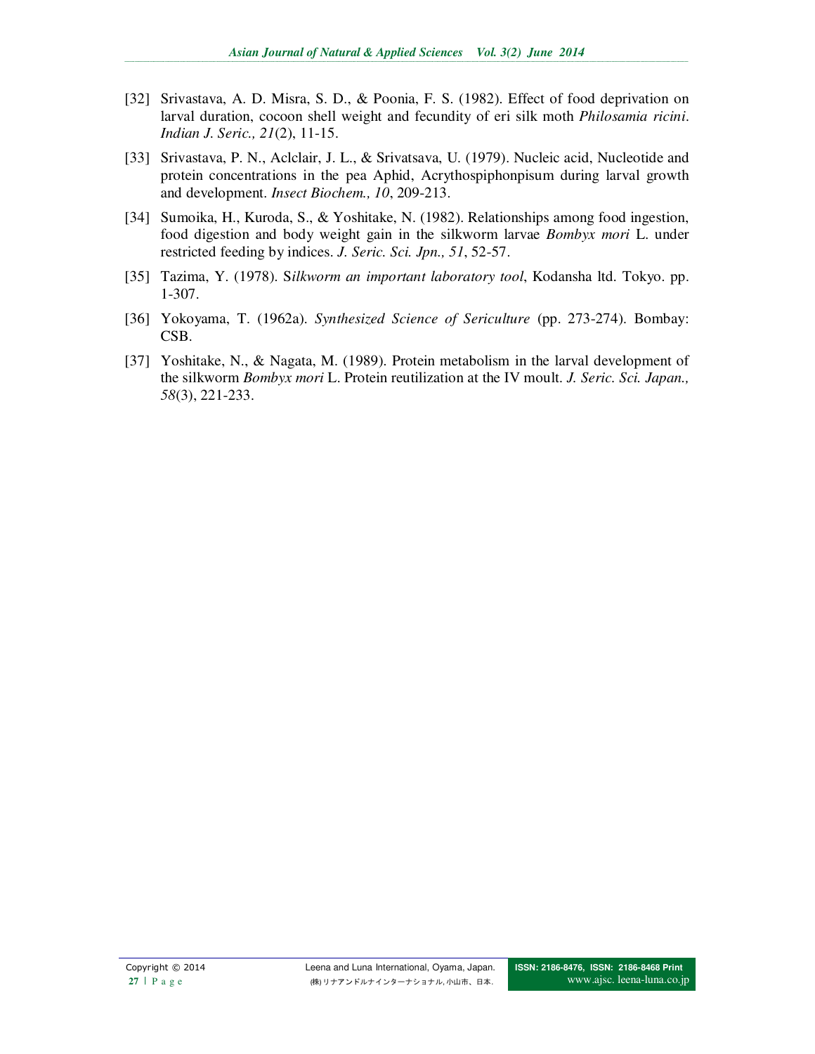[32] Srivastava, A. D. Misra, S. D., & Poonia, F. S. (1982). Effect of food deprivation on larval duration, cocoon shell weight and fecundity of eri silk moth *Philosamia ricini*. *Indian J. Seric., 21*(2), 11-15.

[33] Srivastava, P. N., Aclclair, J. L., & Srivatsava, U. (1979). Nucleic acid, Nucleotide and protein concentrations in the pea Aphid, Acrythospiphonpisum during larval growth and development. *Insect Biochem., 10*, 209-213.

[34] Sumoika, H., Kuroda, S., & Yoshitake, N. (1982). Relationships among food ingestion, food digestion and body weight gain in the silkworm larvae *Bombyx mori* L. under restricted feeding by indices. *J. Seric. Sci. Jpn., 51*, 52-57.

[35] Tazima, Y. (1978). S*ilkworm an important laboratory tool*, Kodansha ltd. Tokyo. pp. 1-307.

[36] Yokoyama, T. (1962a). *Synthesized Science of Sericulture* (pp. 273-274). Bombay: CSB.

[37] Yoshitake, N., & Nagata, M. (1989). Protein metabolism in the larval development of the silkworm *Bombyx mori* L. Protein reutilization at the IV moult. *J. Seric. Sci. Japan., 58*(3), 221-233.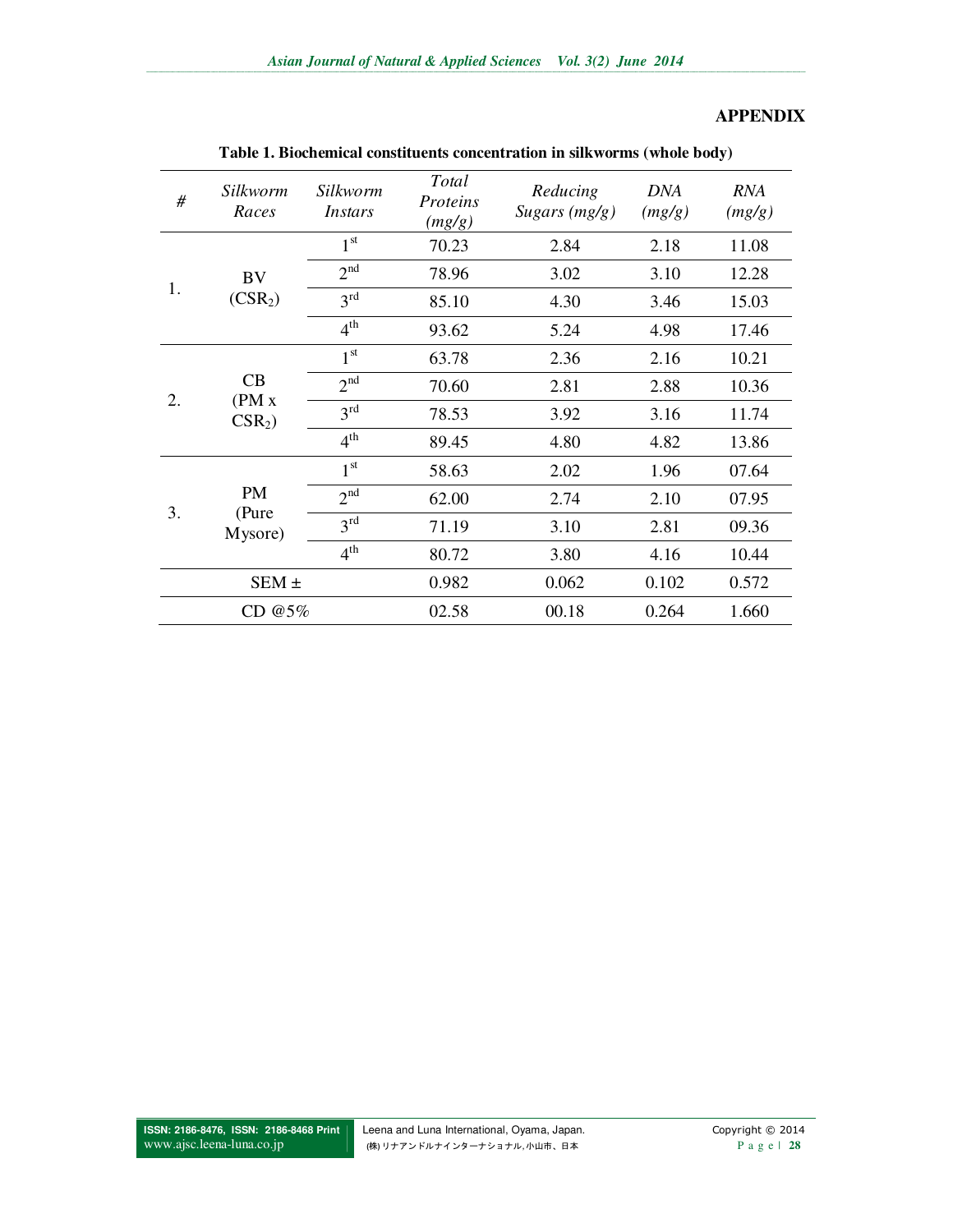## APPENDIX

**Table 1. Biochemical constituents concentration in silkworms (whole body)**

| # | *Silkworm Races* | *Silkworm Instars* | *Total Proteins (mg/g)* | *Reducing Sugars (mg/g)* | *DNA (mg/g)* | *RNA (mg/g)* |
|---|---|---|---|---|---|---|
| 1. | BV ($CSR_2$) | 1st | 70.23 | 2.84 | 2.18 | 11.08 |
| | | 2nd | 78.96 | 3.02 | 3.10 | 12.28 |
| | | 3rd | 85.10 | 4.30 | 3.46 | 15.03 |
| | | 4th | 93.62 | 5.24 | 4.98 | 17.46 |
| 2. | CB (PM x $CSR_2$) | 1st | 63.78 | 2.36 | 2.16 | 10.21 |
| | | 2nd | 70.60 | 2.81 | 2.88 | 10.36 |
| | | 3rd | 78.53 | 3.92 | 3.16 | 11.74 |
| | | 4th | 89.45 | 4.80 | 4.82 | 13.86 |
| 3. | PM (Pure Mysore) | 1st | 58.63 | 2.02 | 1.96 | 07.64 |
| | | 2nd | 62.00 | 2.74 | 2.10 | 07.95 |
| | | 3rd | 71.19 | 3.10 | 2.81 | 09.36 |
| | | 4th | 80.72 | 3.80 | 4.16 | 10.44 |
| | SEM ± | | 0.982 | 0.062 | 0.102 | 0.572 |
| | CD @5% | | 02.58 | 00.18 | 0.264 | 1.660 |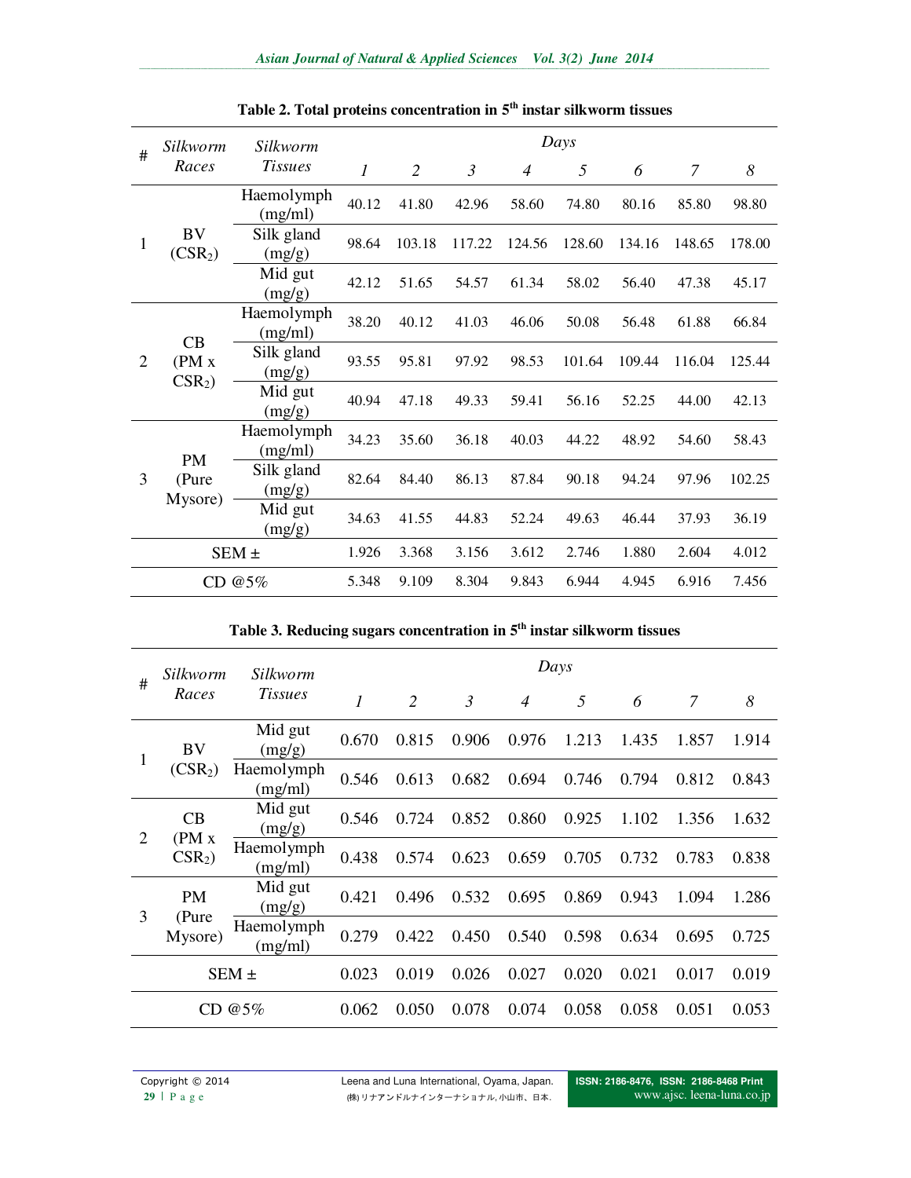**Table 2. Total proteins concentration in 5th instar silkworm tissues**

| # | *Silkworm Races* | *Silkworm Tissues* | *Days* | | | | | | | |
|---|---|---|---|---|---|---|---|---|---|---|
| | | | *1* | *2* | *3* | *4* | *5* | *6* | *7* | *8* |
| 1 | BV ($CSR_2$) | Haemolymph (mg/ml) | 40.12 | 41.80 | 42.96 | 58.60 | 74.80 | 80.16 | 85.80 | 98.80 |
| | | Silk gland (mg/g) | 98.64 | 103.18 | 117.22 | 124.56 | 128.60 | 134.16 | 148.65 | 178.00 |
| | | Mid gut (mg/g) | 42.12 | 51.65 | 54.57 | 61.34 | 58.02 | 56.40 | 47.38 | 45.17 |
| 2 | CB (PM x $CSR_2$) | Haemolymph (mg/ml) | 38.20 | 40.12 | 41.03 | 46.06 | 50.08 | 56.48 | 61.88 | 66.84 |
| | | Silk gland (mg/g) | 93.55 | 95.81 | 97.92 | 98.53 | 101.64 | 109.44 | 116.04 | 125.44 |
| | | Mid gut (mg/g) | 40.94 | 47.18 | 49.33 | 59.41 | 56.16 | 52.25 | 44.00 | 42.13 |
| 3 | PM (Pure Mysore) | Haemolymph (mg/ml) | 34.23 | 35.60 | 36.18 | 40.03 | 44.22 | 48.92 | 54.60 | 58.43 |
| | | Silk gland (mg/g) | 82.64 | 84.40 | 86.13 | 87.84 | 90.18 | 94.24 | 97.96 | 102.25 |
| | | Mid gut (mg/g) | 34.63 | 41.55 | 44.83 | 52.24 | 49.63 | 46.44 | 37.93 | 36.19 |
| SEM ± | | | 1.926 | 3.368 | 3.156 | 3.612 | 2.746 | 1.880 | 2.604 | 4.012 |
| CD @5% | | | 5.348 | 9.109 | 8.304 | 9.843 | 6.944 | 4.945 | 6.916 | 7.456 |

**Table 3. Reducing sugars concentration in 5th instar silkworm tissues**

| # | *Silkworm Races* | *Silkworm Tissues* | *Days* | | | | | | | |
|---|---|---|---|---|---|---|---|---|---|---|
| | | | *1* | *2* | *3* | *4* | *5* | *6* | *7* | *8* |
| 1 | BV ($CSR_2$) | Mid gut (mg/g) | 0.670 | 0.815 | 0.906 | 0.976 | 1.213 | 1.435 | 1.857 | 1.914 |
| | | Haemolymph (mg/ml) | 0.546 | 0.613 | 0.682 | 0.694 | 0.746 | 0.794 | 0.812 | 0.843 |
| 2 | CB (PM x $CSR_2$) | Mid gut (mg/g) | 0.546 | 0.724 | 0.852 | 0.860 | 0.925 | 1.102 | 1.356 | 1.632 |
| | | Haemolymph (mg/ml) | 0.438 | 0.574 | 0.623 | 0.659 | 0.705 | 0.732 | 0.783 | 0.838 |
| 3 | PM (Pure Mysore) | Mid gut (mg/g) | 0.421 | 0.496 | 0.532 | 0.695 | 0.869 | 0.943 | 1.094 | 1.286 |
| | | Haemolymph (mg/ml) | 0.279 | 0.422 | 0.450 | 0.540 | 0.598 | 0.634 | 0.695 | 0.725 |
| SEM ± | | | 0.023 | 0.019 | 0.026 | 0.027 | 0.020 | 0.021 | 0.017 | 0.019 |
| CD @5% | | | 0.062 | 0.050 | 0.078 | 0.074 | 0.058 | 0.058 | 0.051 | 0.053 |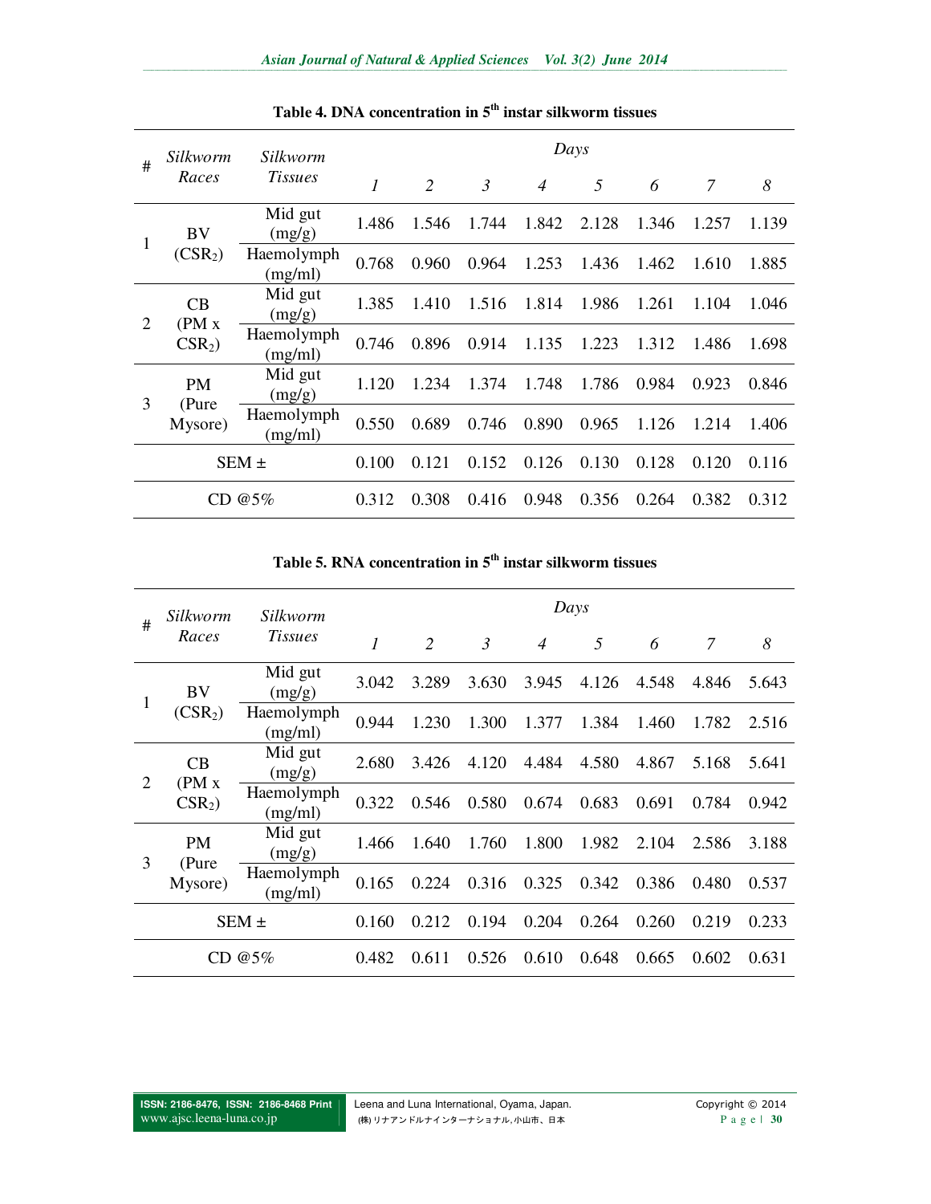**Table 4. DNA concentration in 5th instar silkworm tissues**

| # | *Silkworm Races* | *Silkworm Tissues* | *Days* | | | | | | | |
|---|---|---|---|---|---|---|---|---|---|---|
| | | | *1* | *2* | *3* | *4* | *5* | *6* | *7* | *8* |
| 1 | BV ($CSR_2$) | Mid gut (mg/g) | 1.486 | 1.546 | 1.744 | 1.842 | 2.128 | 1.346 | 1.257 | 1.139 |
| | | Haemolymph (mg/ml) | 0.768 | 0.960 | 0.964 | 1.253 | 1.436 | 1.462 | 1.610 | 1.885 |
| 2 | CB (PM x $CSR_2$) | Mid gut (mg/g) | 1.385 | 1.410 | 1.516 | 1.814 | 1.986 | 1.261 | 1.104 | 1.046 |
| | | Haemolymph (mg/ml) | 0.746 | 0.896 | 0.914 | 1.135 | 1.223 | 1.312 | 1.486 | 1.698 |
| 3 | PM (Pure Mysore) | Mid gut (mg/g) | 1.120 | 1.234 | 1.374 | 1.748 | 1.786 | 0.984 | 0.923 | 0.846 |
| | | Haemolymph (mg/ml) | 0.550 | 0.689 | 0.746 | 0.890 | 0.965 | 1.126 | 1.214 | 1.406 |
| SEM ± | | | 0.100 | 0.121 | 0.152 | 0.126 | 0.130 | 0.128 | 0.120 | 0.116 |
| CD @5% | | | 0.312 | 0.308 | 0.416 | 0.948 | 0.356 | 0.264 | 0.382 | 0.312 |

**Table 5. RNA concentration in 5th instar silkworm tissues**

| # | *Silkworm Races* | *Silkworm Tissues* | *Days* | | | | | | | |
|---|---|---|---|---|---|---|---|---|---|---|
| | | | *1* | *2* | *3* | *4* | *5* | *6* | *7* | *8* |
| 1 | BV ($CSR_2$) | Mid gut (mg/g) | 3.042 | 3.289 | 3.630 | 3.945 | 4.126 | 4.548 | 4.846 | 5.643 |
| | | Haemolymph (mg/ml) | 0.944 | 1.230 | 1.300 | 1.377 | 1.384 | 1.460 | 1.782 | 2.516 |
| 2 | CB (PM x $CSR_2$) | Mid gut (mg/g) | 2.680 | 3.426 | 4.120 | 4.484 | 4.580 | 4.867 | 5.168 | 5.641 |
| | | Haemolymph (mg/ml) | 0.322 | 0.546 | 0.580 | 0.674 | 0.683 | 0.691 | 0.784 | 0.942 |
| 3 | PM (Pure Mysore) | Mid gut (mg/g) | 1.466 | 1.640 | 1.760 | 1.800 | 1.982 | 2.104 | 2.586 | 3.188 |
| | | Haemolymph (mg/ml) | 0.165 | 0.224 | 0.316 | 0.325 | 0.342 | 0.386 | 0.480 | 0.537 |
| SEM ± | | | 0.160 | 0.212 | 0.194 | 0.204 | 0.264 | 0.260 | 0.219 | 0.233 |
| CD @5% | | | 0.482 | 0.611 | 0.526 | 0.610 | 0.648 | 0.665 | 0.602 | 0.631 |